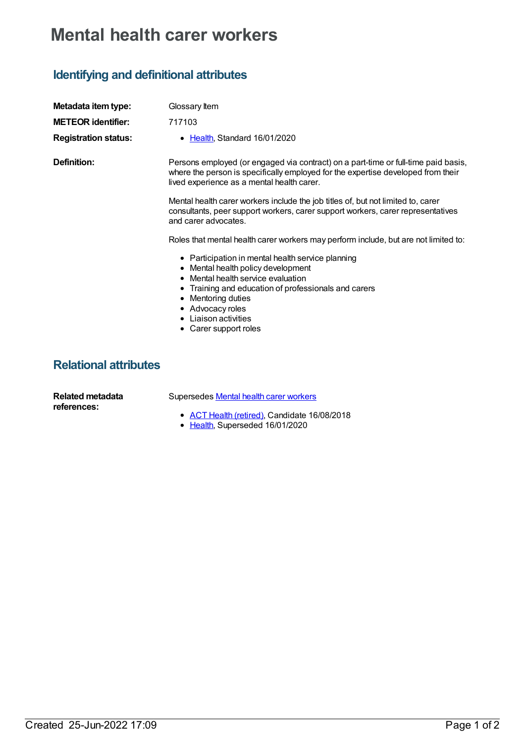# Mental health carer workers

## Identifying and definitional attributes

**Metadata item type:** Glossary Item

**METEOR identifier:** 717103

**Registration status:**

- Health, Standard 16/01/2020

**Definition:**

Persons employed (or engaged via contract) on a part-time or full-time paid basis, where the person is specifically employed for the expertise developed from their lived experience as a mental health carer.

Mental health carer workers include the job titles of, but not limited to, carer consultants, peer support workers, carer support workers, carer representatives and carer advocates.

Roles that mental health carer workers may perform include, but are not limited to:

- Participation in mental health service planning
- Mental health policy development
- Mental health service evaluation
- Training and education of professionals and carers
- Mentoring duties
- Advocacy roles
- Liaison activities
- Carer support roles

## Relational attributes

**Related metadata references:**

Supersedes Mental health carer workers

- ACT Health (retired), Candidate 16/08/2018
- Health, Superseded 16/01/2020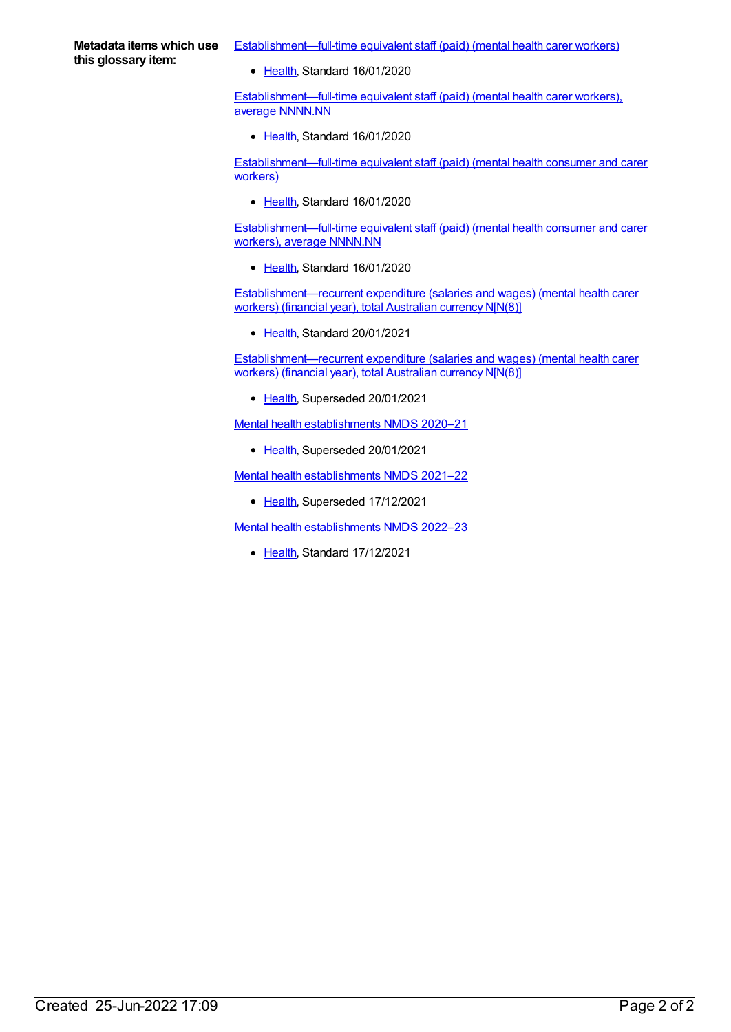**Metadata items which use this glossary item:**

Establishment—full-time equivalent staff (paid) (mental health carer workers)

- Health, Standard 16/01/2020

Establishment—full-time equivalent staff (paid) (mental health carer workers), average NNNN.NN

- Health, Standard 16/01/2020

Establishment—full-time equivalent staff (paid) (mental health consumer and carer workers)

- Health, Standard 16/01/2020

Establishment—full-time equivalent staff (paid) (mental health consumer and carer workers), average NNNN.NN

- Health, Standard 16/01/2020

Establishment—recurrent expenditure (salaries and wages) (mental health carer workers) (financial year), total Australian currency N[N(8)]

- Health, Standard 20/01/2021

Establishment—recurrent expenditure (salaries and wages) (mental health carer workers) (financial year), total Australian currency N[N(8)]

- Health, Superseded 20/01/2021

Mental health establishments NMDS 2020–21

- Health, Superseded 20/01/2021

Mental health establishments NMDS 2021–22

- Health, Superseded 17/12/2021

Mental health establishments NMDS 2022–23

- Health, Standard 17/12/2021